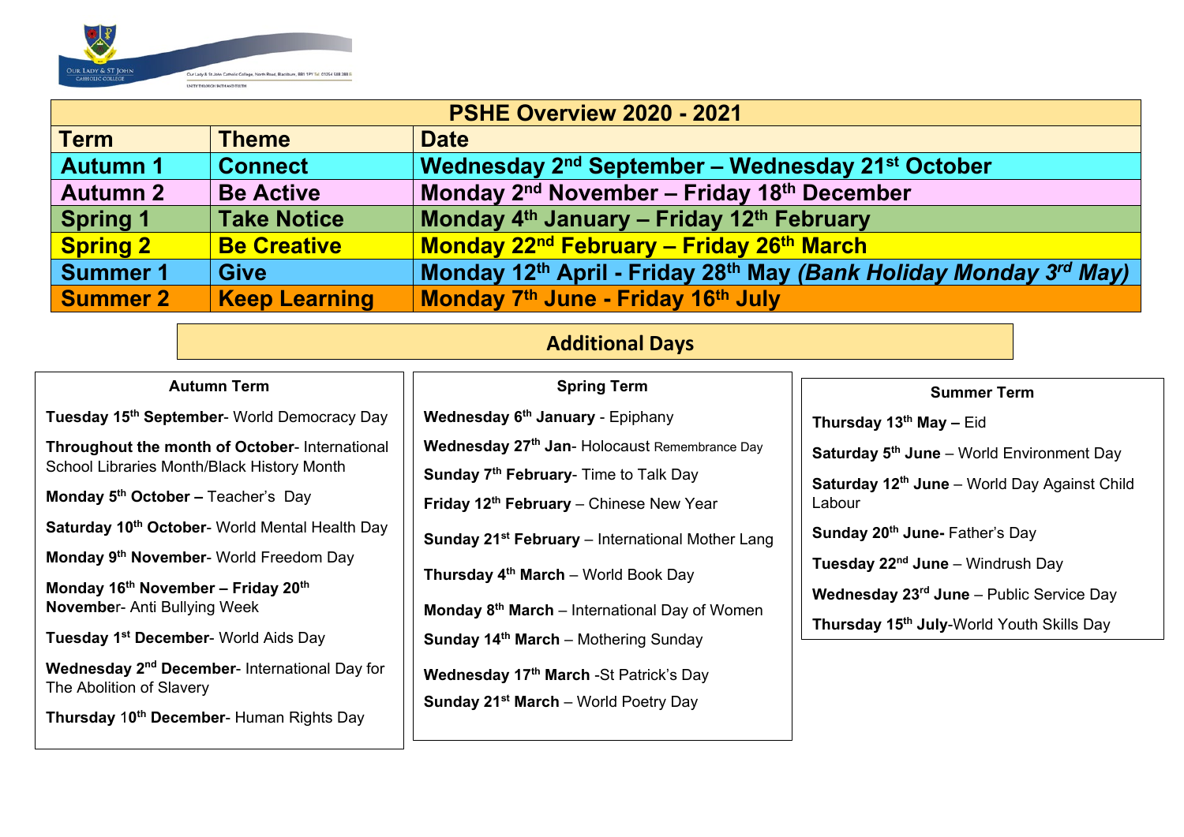Our Lady & St John Catholic College

| PSHE Overview 2020 - 2021 | | |
|---|---|---|
| **Term** | **Theme** | **Date** |
| **Autumn 1** | **Connect** | **Wednesday 2nd September – Wednesday 21st October** |
| **Autumn 2** | **Be Active** | **Monday 2nd November – Friday 18th December** |
| **Spring 1** | **Take Notice** | **Monday 4th January – Friday 12th February** |
| **Spring 2** | **Be Creative** | **Monday 22nd February – Friday 26th March** |
| **Summer 1** | **Give** | **Monday 12th April - Friday 28th May *(Bank Holiday Monday 3rd May)*** |
| **Summer 2** | **Keep Learning** | **Monday 7th June - Friday 16th July** |

## Additional Days

### Autumn Term

**Tuesday 15th September**- World Democracy Day

**Throughout the month of October**- International School Libraries Month/Black History Month

**Monday 5th October –** Teacher's Day

**Saturday 10th October**- World Mental Health Day

**Monday 9th November**- World Freedom Day

**Monday 16th November – Friday 20th November**- Anti Bullying Week

**Tuesday 1st December**- World Aids Day

**Wednesday 2nd December**- International Day for The Abolition of Slavery

**Thursday 10th December**- Human Rights Day

### Spring Term

**Wednesday 6th January** - Epiphany

**Wednesday 27th Jan**- Holocaust Remembrance Day

**Sunday 7th February**- Time to Talk Day

**Friday 12th February** – Chinese New Year

**Sunday 21st February** – International Mother Lang

**Thursday 4th March** – World Book Day

**Monday 8th March** – International Day of Women

**Sunday 14th March** – Mothering Sunday

**Wednesday 17th March** -St Patrick's Day

**Sunday 21st March** – World Poetry Day

### Summer Term

**Thursday 13th May –** Eid

**Saturday 5th June** – World Environment Day

**Saturday 12th June** – World Day Against Child Labour

**Sunday 20th June-** Father's Day

**Tuesday 22nd June** – Windrush Day

**Wednesday 23rd June** – Public Service Day

**Thursday 15th July**-World Youth Skills Day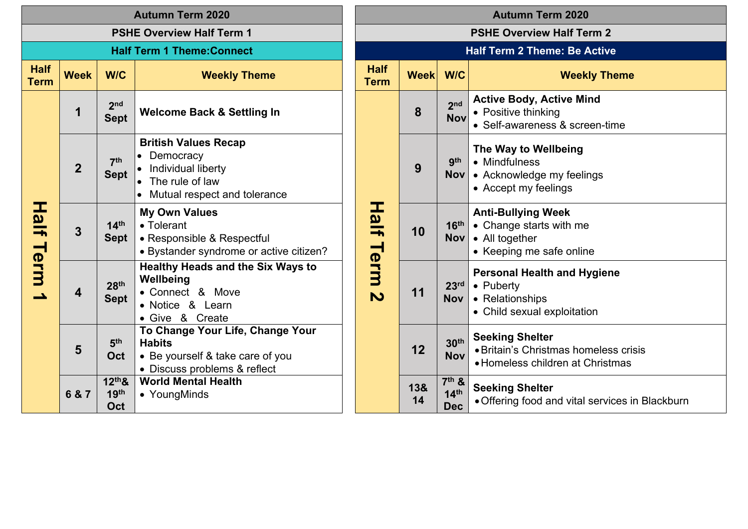## Autumn Term 2020

### PSHE Overview Half Term 1

**Half Term 1 Theme:Connect**

| Half Term | Week | W/C | Weekly Theme |
|---|---|---|---|
| Half Term 1 | 1 | 2nd Sept | **Welcome Back & Settling In** |
| | 2 | 7th Sept | **British Values Recap**<br>• Democracy<br>• Individual liberty<br>• The rule of law<br>• Mutual respect and tolerance |
| | 3 | 14th Sept | **My Own Values**<br>• Tolerant<br>• Responsible & Respectful<br>• Bystander syndrome or active citizen? |
| | 4 | 28th Sept | **Healthy Heads and the Six Ways to Wellbeing**<br>• Connect & Move<br>• Notice & Learn<br>• Give & Create |
| | 5 | 5th Oct | **To Change Your Life, Change Your Habits**<br>• Be yourself & take care of you<br>• Discuss problems & reflect |
| | 6 & 7 | 12th& 19th Oct | **World Mental Health**<br>• YoungMinds |

## Autumn Term 2020

### PSHE Overview Half Term 2

**Half Term 2 Theme: Be Active**

| Half Term | Week | W/C | Weekly Theme |
|---|---|---|---|
| Half Term 2 | 8 | 2nd Nov | **Active Body, Active Mind**<br>• Positive thinking<br>• Self-awareness & screen-time |
| | 9 | 9th Nov | **The Way to Wellbeing**<br>• Mindfulness<br>• Acknowledge my feelings<br>• Accept my feelings |
| | 10 | 16th Nov | **Anti-Bullying Week**<br>• Change starts with me<br>• All together<br>• Keeping me safe online |
| | 11 | 23rd Nov | **Personal Health and Hygiene**<br>• Puberty<br>• Relationships<br>• Child sexual exploitation |
| | 12 | 30th Nov | **Seeking Shelter**<br>• Britain's Christmas homeless crisis<br>• Homeless children at Christmas |
| | 13& 14 | 7th & 14th Dec | **Seeking Shelter**<br>• Offering food and vital services in Blackburn |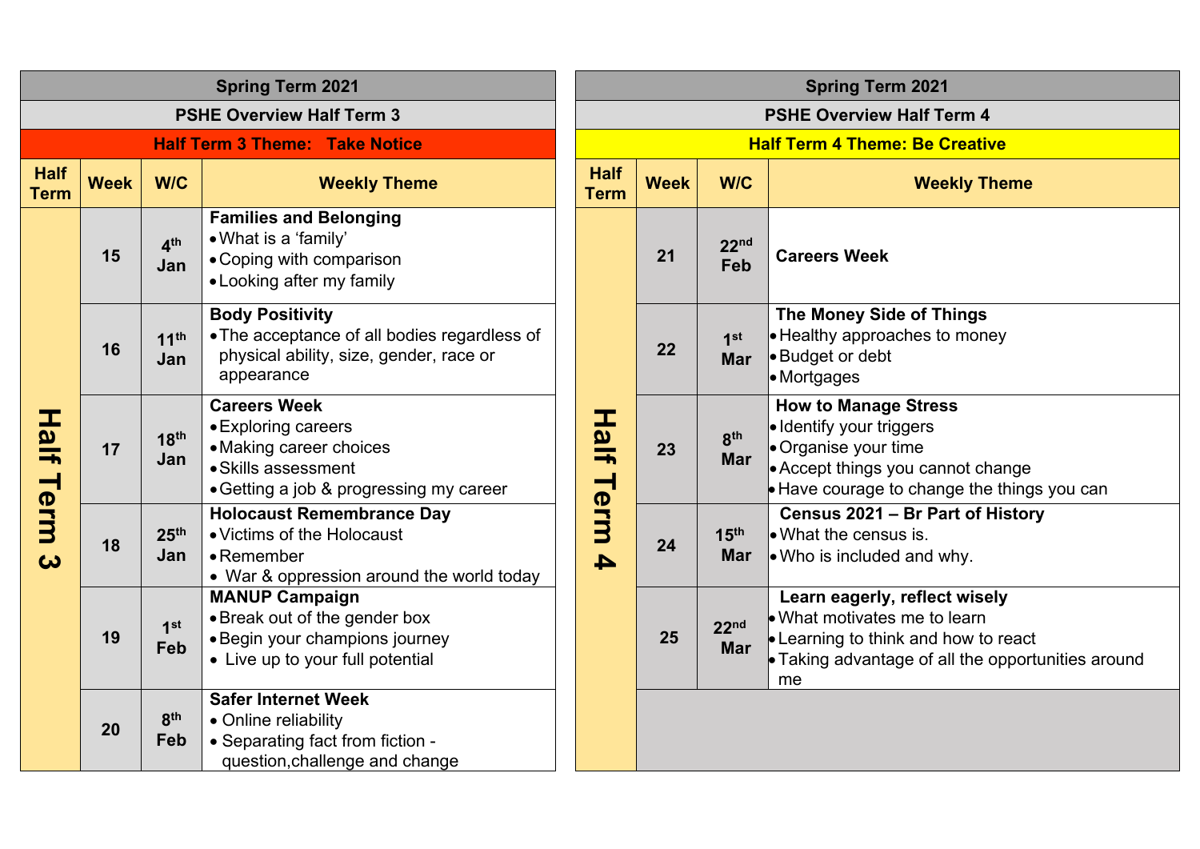## Spring Term 2021

### PSHE Overview Half Term 3

**Half Term 3 Theme: Take Notice**

| Half Term | Week | W/C | Weekly Theme |
|---|---|---|---|
| Half Term 3 | 15 | 4th Jan | **Families and Belonging**<br>• What is a 'family'<br>• Coping with comparison<br>• Looking after my family |
| | 16 | 11th Jan | **Body Positivity**<br>• The acceptance of all bodies regardless of physical ability, size, gender, race or appearance |
| | 17 | 18th Jan | **Careers Week**<br>• Exploring careers<br>• Making career choices<br>• Skills assessment<br>• Getting a job & progressing my career |
| | 18 | 25th Jan | **Holocaust Remembrance Day**<br>• Victims of the Holocaust<br>• Remember<br>• War & oppression around the world today |
| | 19 | 1st Feb | **MANUP Campaign**<br>• Break out of the gender box<br>• Begin your champions journey<br>• Live up to your full potential |
| | 20 | 8th Feb | **Safer Internet Week**<br>• Online reliability<br>• Separating fact from fiction - question,challenge and change |

## Spring Term 2021

### PSHE Overview Half Term 4

**Half Term 4 Theme: Be Creative**

| Half Term | Week | W/C | Weekly Theme |
|---|---|---|---|
| Half Term 4 | 21 | 22nd Feb | **Careers Week** |
| | 22 | 1st Mar | **The Money Side of Things**<br>• Healthy approaches to money<br>• Budget or debt<br>• Mortgages |
| | 23 | 8th Mar | **How to Manage Stress**<br>• Identify your triggers<br>• Organise your time<br>• Accept things you cannot change<br>• Have courage to change the things you can |
| | 24 | 15th Mar | **Census 2021 – Br Part of History**<br>• What the census is.<br>• Who is included and why. |
| | 25 | 22nd Mar | **Learn eagerly, reflect wisely**<br>• What motivates me to learn<br>• Learning to think and how to react<br>• Taking advantage of all the opportunities around me |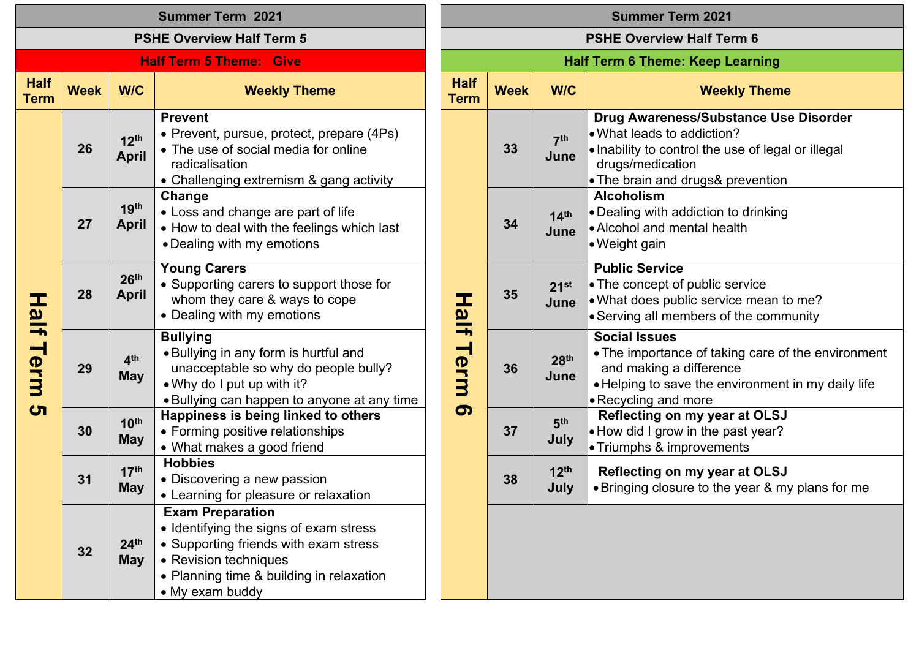## Summer Term 2021

### PSHE Overview Half Term 5

**Half Term 5 Theme: Give**

| Half Term | Week | W/C | Weekly Theme |
|---|---|---|---|
| Half Term 5 | 26 | 12th April | **Prevent**<br>• Prevent, pursue, protect, prepare (4Ps)<br>• The use of social media for online radicalisation<br>• Challenging extremism & gang activity |
| | 27 | 19th April | **Change**<br>• Loss and change are part of life<br>• How to deal with the feelings which last<br>• Dealing with my emotions |
| | 28 | 26th April | **Young Carers**<br>• Supporting carers to support those for whom they care & ways to cope<br>• Dealing with my emotions |
| | 29 | 4th May | **Bullying**<br>• Bullying in any form is hurtful and unacceptable so why do people bully?<br>• Why do I put up with it?<br>• Bullying can happen to anyone at any time |
| | 30 | 10th May | **Happiness is being linked to others**<br>• Forming positive relationships<br>• What makes a good friend |
| | 31 | 17th May | **Hobbies**<br>• Discovering a new passion<br>• Learning for pleasure or relaxation |
| | 32 | 24th May | **Exam Preparation**<br>• Identifying the signs of exam stress<br>• Supporting friends with exam stress<br>• Revision techniques<br>• Planning time & building in relaxation<br>• My exam buddy |

## Summer Term 2021

### PSHE Overview Half Term 6

**Half Term 6 Theme: Keep Learning**

| Half Term | Week | W/C | Weekly Theme |
|---|---|---|---|
| Half Term 6 | 33 | 7th June | **Drug Awareness/Substance Use Disorder**<br>• What leads to addiction?<br>• Inability to control the use of legal or illegal drugs/medication<br>• The brain and drugs& prevention |
| | 34 | 14th June | **Alcoholism**<br>• Dealing with addiction to drinking<br>• Alcohol and mental health<br>• Weight gain |
| | 35 | 21st June | **Public Service**<br>• The concept of public service<br>• What does public service mean to me?<br>• Serving all members of the community |
| | 36 | 28th June | **Social Issues**<br>• The importance of taking care of the environment and making a difference<br>• Helping to save the environment in my daily life<br>• Recycling and more |
| | 37 | 5th July | **Reflecting on my year at OLSJ**<br>• How did I grow in the past year?<br>• Triumphs & improvements |
| | 38 | 12th July | **Reflecting on my year at OLSJ**<br>• Bringing closure to the year & my plans for me |